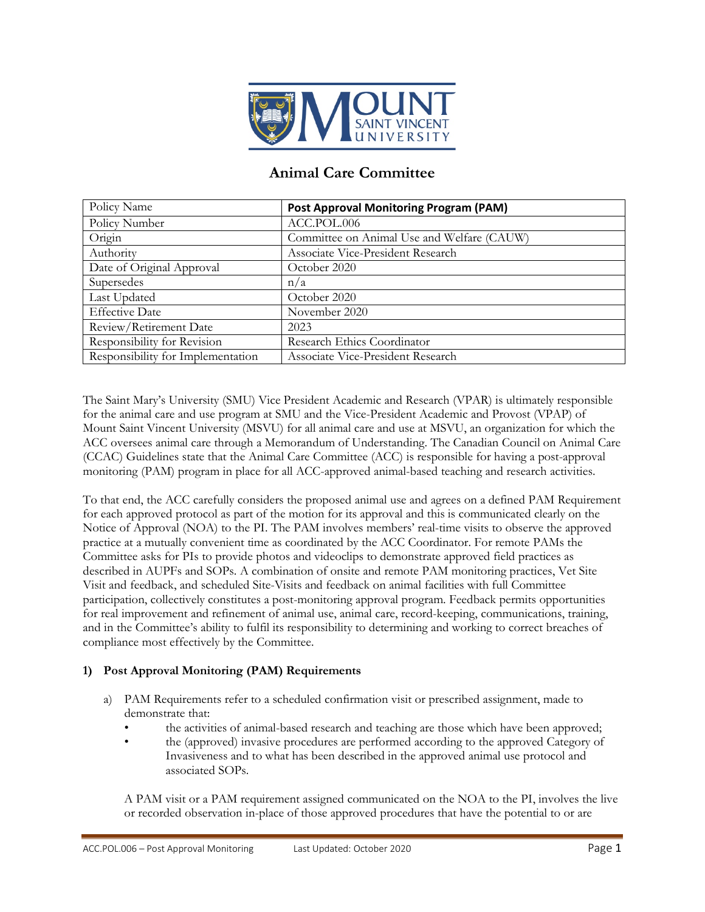# Animal Care Committee

| Policy Name | **Post Approval Monitoring Program (PAM)** |
|---|---|
| Policy Number | ACC.POL.006 |
| Origin | Committee on Animal Use and Welfare (CAUW) |
| Authority | Associate Vice-President Research |
| Date of Original Approval | October 2020 |
| Supersedes | n/a |
| Last Updated | October 2020 |
| Effective Date | November 2020 |
| Review/Retirement Date | 2023 |
| Responsibility for Revision | Research Ethics Coordinator |
| Responsibility for Implementation | Associate Vice-President Research |

The Saint Mary's University (SMU) Vice President Academic and Research (VPAR) is ultimately responsible for the animal care and use program at SMU and the Vice-President Academic and Provost (VPAP) of Mount Saint Vincent University (MSVU) for all animal care and use at MSVU, an organization for which the ACC oversees animal care through a Memorandum of Understanding. The Canadian Council on Animal Care (CCAC) Guidelines state that the Animal Care Committee (ACC) is responsible for having a post-approval monitoring (PAM) program in place for all ACC-approved animal-based teaching and research activities.

To that end, the ACC carefully considers the proposed animal use and agrees on a defined PAM Requirement for each approved protocol as part of the motion for its approval and this is communicated clearly on the Notice of Approval (NOA) to the PI. The PAM involves members' real-time visits to observe the approved practice at a mutually convenient time as coordinated by the ACC Coordinator. For remote PAMs the Committee asks for PIs to provide photos and videoclips to demonstrate approved field practices as described in AUPFs and SOPs. A combination of onsite and remote PAM monitoring practices, Vet Site Visit and feedback, and scheduled Site-Visits and feedback on animal facilities with full Committee participation, collectively constitutes a post-monitoring approval program. Feedback permits opportunities for real improvement and refinement of animal use, animal care, record-keeping, communications, training, and in the Committee's ability to fulfil its responsibility to determining and working to correct breaches of compliance most effectively by the Committee.

## 1) Post Approval Monitoring (PAM) Requirements

a) PAM Requirements refer to a scheduled confirmation visit or prescribed assignment, made to demonstrate that:

- the activities of animal-based research and teaching are those which have been approved;
- the (approved) invasive procedures are performed according to the approved Category of Invasiveness and to what has been described in the approved animal use protocol and associated SOPs.

A PAM visit or a PAM requirement assigned communicated on the NOA to the PI, involves the live or recorded observation in-place of those approved procedures that have the potential to or are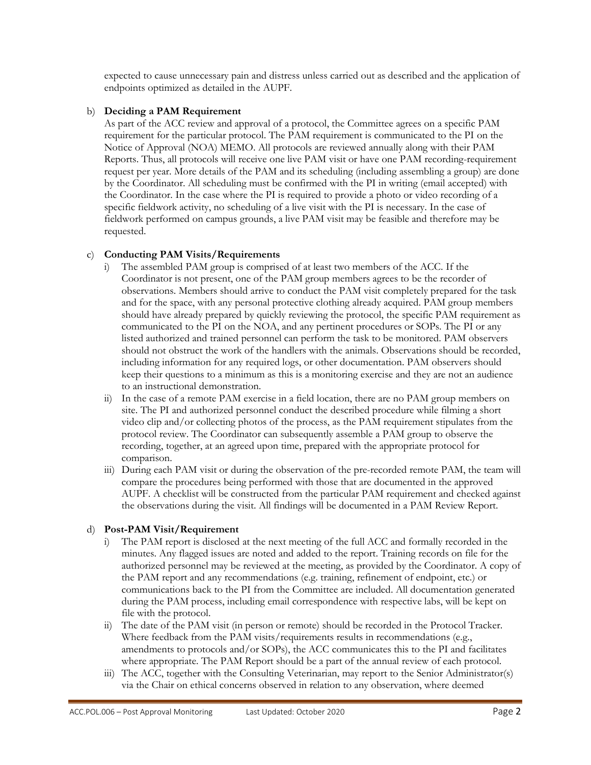expected to cause unnecessary pain and distress unless carried out as described and the application of endpoints optimized as detailed in the AUPF.

b) **Deciding a PAM Requirement**

As part of the ACC review and approval of a protocol, the Committee agrees on a specific PAM requirement for the particular protocol. The PAM requirement is communicated to the PI on the Notice of Approval (NOA) MEMO. All protocols are reviewed annually along with their PAM Reports. Thus, all protocols will receive one live PAM visit or have one PAM recording-requirement request per year. More details of the PAM and its scheduling (including assembling a group) are done by the Coordinator. All scheduling must be confirmed with the PI in writing (email accepted) with the Coordinator. In the case where the PI is required to provide a photo or video recording of a specific fieldwork activity, no scheduling of a live visit with the PI is necessary. In the case of fieldwork performed on campus grounds, a live PAM visit may be feasible and therefore may be requested.

c) **Conducting PAM Visits/Requirements**

i) The assembled PAM group is comprised of at least two members of the ACC. If the Coordinator is not present, one of the PAM group members agrees to be the recorder of observations. Members should arrive to conduct the PAM visit completely prepared for the task and for the space, with any personal protective clothing already acquired. PAM group members should have already prepared by quickly reviewing the protocol, the specific PAM requirement as communicated to the PI on the NOA, and any pertinent procedures or SOPs. The PI or any listed authorized and trained personnel can perform the task to be monitored. PAM observers should not obstruct the work of the handlers with the animals. Observations should be recorded, including information for any required logs, or other documentation. PAM observers should keep their questions to a minimum as this is a monitoring exercise and they are not an audience to an instructional demonstration.

ii) In the case of a remote PAM exercise in a field location, there are no PAM group members on site. The PI and authorized personnel conduct the described procedure while filming a short video clip and/or collecting photos of the process, as the PAM requirement stipulates from the protocol review. The Coordinator can subsequently assemble a PAM group to observe the recording, together, at an agreed upon time, prepared with the appropriate protocol for comparison.

iii) During each PAM visit or during the observation of the pre-recorded remote PAM, the team will compare the procedures being performed with those that are documented in the approved AUPF. A checklist will be constructed from the particular PAM requirement and checked against the observations during the visit. All findings will be documented in a PAM Review Report.

d) **Post-PAM Visit/Requirement**

i) The PAM report is disclosed at the next meeting of the full ACC and formally recorded in the minutes. Any flagged issues are noted and added to the report. Training records on file for the authorized personnel may be reviewed at the meeting, as provided by the Coordinator. A copy of the PAM report and any recommendations (e.g. training, refinement of endpoint, etc.) or communications back to the PI from the Committee are included. All documentation generated during the PAM process, including email correspondence with respective labs, will be kept on file with the protocol.

ii) The date of the PAM visit (in person or remote) should be recorded in the Protocol Tracker. Where feedback from the PAM visits/requirements results in recommendations (e.g., amendments to protocols and/or SOPs), the ACC communicates this to the PI and facilitates where appropriate. The PAM Report should be a part of the annual review of each protocol.

iii) The ACC, together with the Consulting Veterinarian, may report to the Senior Administrator(s) via the Chair on ethical concerns observed in relation to any observation, where deemed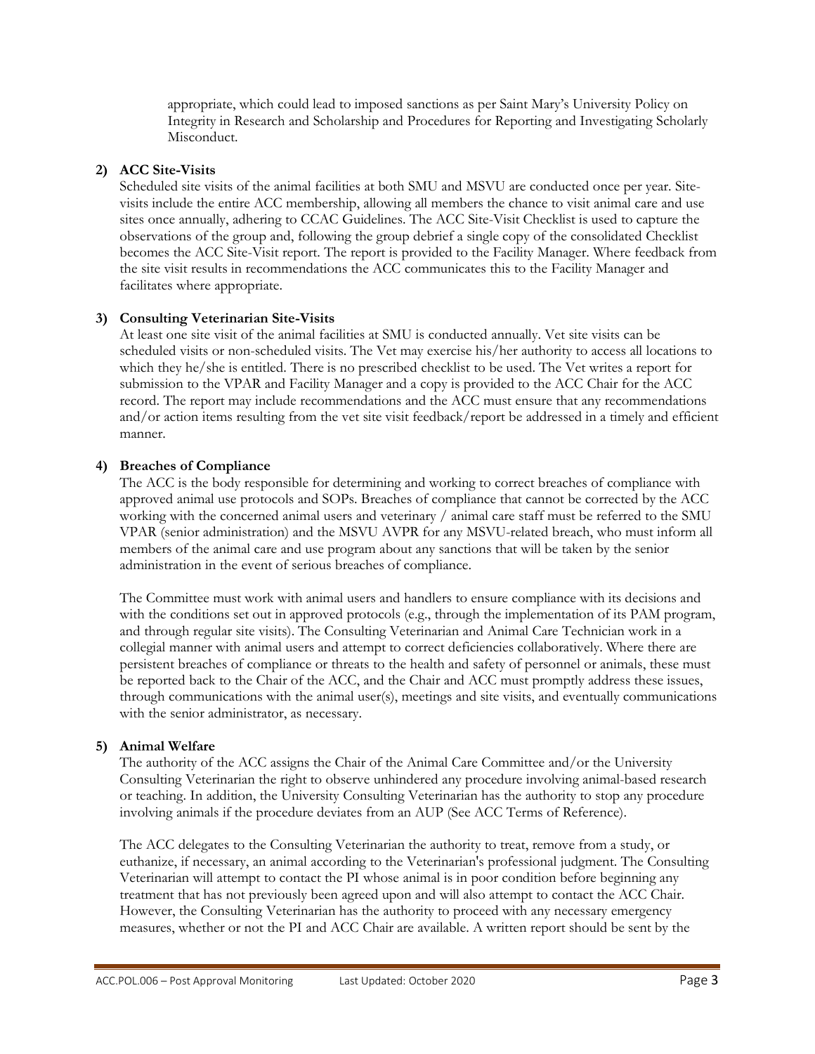appropriate, which could lead to imposed sanctions as per Saint Mary's University Policy on Integrity in Research and Scholarship and Procedures for Reporting and Investigating Scholarly Misconduct.

**2) ACC Site-Visits**

Scheduled site visits of the animal facilities at both SMU and MSVU are conducted once per year. Site-visits include the entire ACC membership, allowing all members the chance to visit animal care and use sites once annually, adhering to CCAC Guidelines. The ACC Site-Visit Checklist is used to capture the observations of the group and, following the group debrief a single copy of the consolidated Checklist becomes the ACC Site-Visit report. The report is provided to the Facility Manager. Where feedback from the site visit results in recommendations the ACC communicates this to the Facility Manager and facilitates where appropriate.

**3) Consulting Veterinarian Site-Visits**

At least one site visit of the animal facilities at SMU is conducted annually. Vet site visits can be scheduled visits or non-scheduled visits. The Vet may exercise his/her authority to access all locations to which they he/she is entitled. There is no prescribed checklist to be used. The Vet writes a report for submission to the VPAR and Facility Manager and a copy is provided to the ACC Chair for the ACC record. The report may include recommendations and the ACC must ensure that any recommendations and/or action items resulting from the vet site visit feedback/report be addressed in a timely and efficient manner.

**4) Breaches of Compliance**

The ACC is the body responsible for determining and working to correct breaches of compliance with approved animal use protocols and SOPs. Breaches of compliance that cannot be corrected by the ACC working with the concerned animal users and veterinary / animal care staff must be referred to the SMU VPAR (senior administration) and the MSVU AVPR for any MSVU-related breach, who must inform all members of the animal care and use program about any sanctions that will be taken by the senior administration in the event of serious breaches of compliance.

The Committee must work with animal users and handlers to ensure compliance with its decisions and with the conditions set out in approved protocols (e.g., through the implementation of its PAM program, and through regular site visits). The Consulting Veterinarian and Animal Care Technician work in a collegial manner with animal users and attempt to correct deficiencies collaboratively. Where there are persistent breaches of compliance or threats to the health and safety of personnel or animals, these must be reported back to the Chair of the ACC, and the Chair and ACC must promptly address these issues, through communications with the animal user(s), meetings and site visits, and eventually communications with the senior administrator, as necessary.

**5) Animal Welfare**

The authority of the ACC assigns the Chair of the Animal Care Committee and/or the University Consulting Veterinarian the right to observe unhindered any procedure involving animal-based research or teaching. In addition, the University Consulting Veterinarian has the authority to stop any procedure involving animals if the procedure deviates from an AUP (See ACC Terms of Reference).

The ACC delegates to the Consulting Veterinarian the authority to treat, remove from a study, or euthanize, if necessary, an animal according to the Veterinarian's professional judgment. The Consulting Veterinarian will attempt to contact the PI whose animal is in poor condition before beginning any treatment that has not previously been agreed upon and will also attempt to contact the ACC Chair. However, the Consulting Veterinarian has the authority to proceed with any necessary emergency measures, whether or not the PI and ACC Chair are available. A written report should be sent by the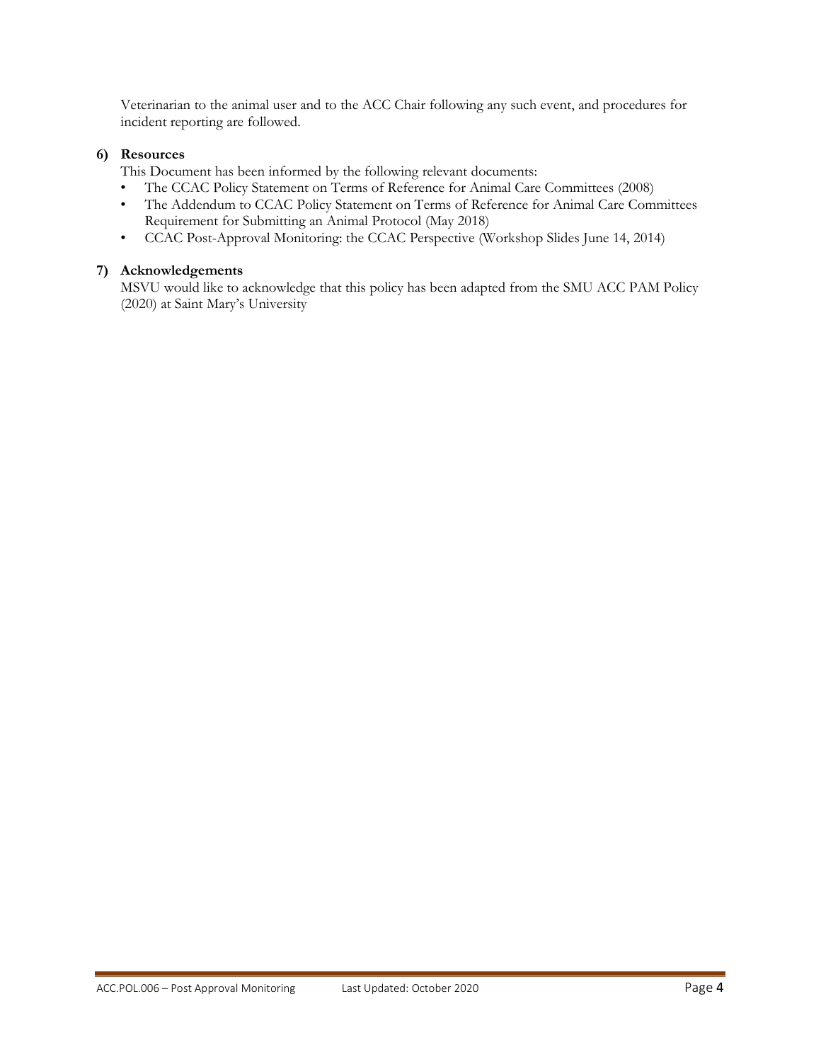Veterinarian to the animal user and to the ACC Chair following any such event, and procedures for incident reporting are followed.

**6) Resources**

This Document has been informed by the following relevant documents:

- The CCAC Policy Statement on Terms of Reference for Animal Care Committees (2008)
- The Addendum to CCAC Policy Statement on Terms of Reference for Animal Care Committees Requirement for Submitting an Animal Protocol (May 2018)
- CCAC Post-Approval Monitoring: the CCAC Perspective (Workshop Slides June 14, 2014)

**7) Acknowledgements**

MSVU would like to acknowledge that this policy has been adapted from the SMU ACC PAM Policy (2020) at Saint Mary's University